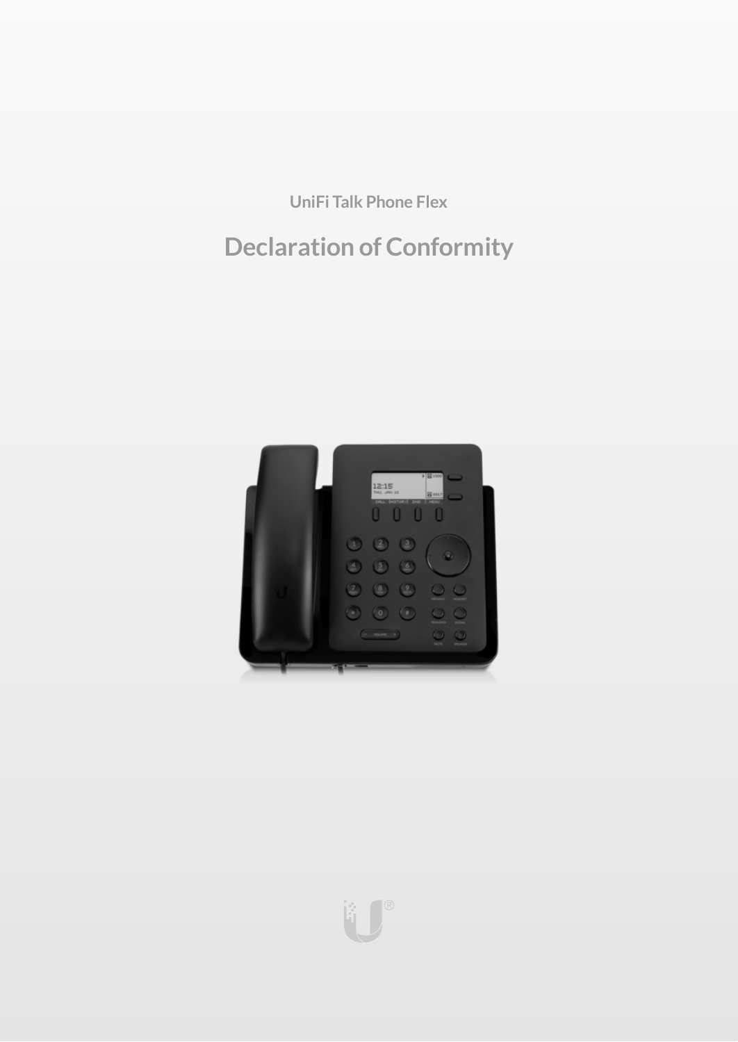UniFi Talk Phone Flex

# Declaration of Conformity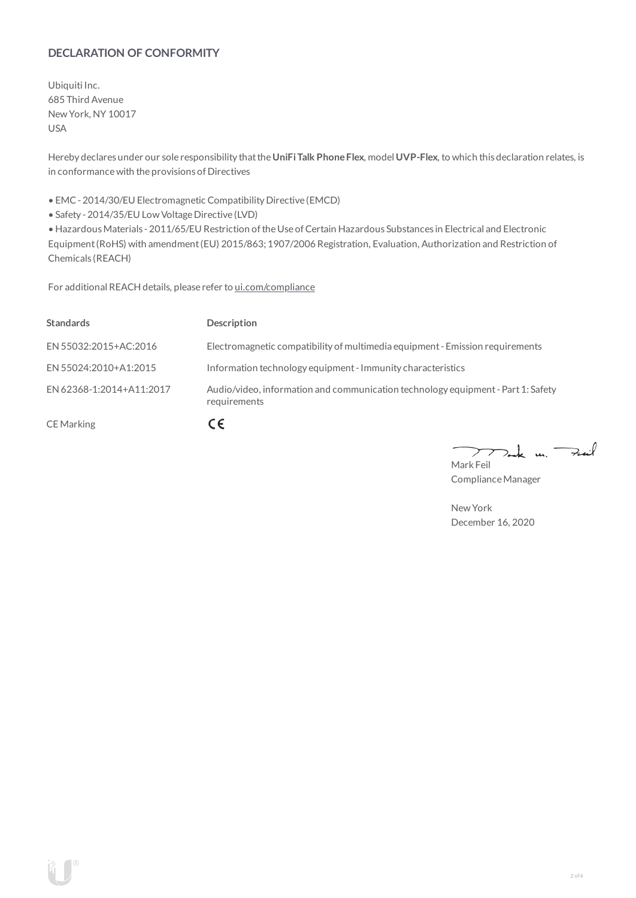## DECLARATION OF CONFORMITY

Ubiquiti Inc.
685 Third Avenue
New York, NY 10017
USA

Hereby declares under our sole responsibility that the **UniFi Talk Phone Flex**, model **UVP-Flex**, to which this declaration relates, is in conformance with the provisions of Directives

- EMC - 2014/30/EU Electromagnetic Compatibility Directive (EMCD)
- Safety - 2014/35/EU Low Voltage Directive (LVD)
- Hazardous Materials - 2011/65/EU Restriction of the Use of Certain Hazardous Substances in Electrical and Electronic Equipment (RoHS) with amendment (EU) 2015/863; 1907/2006 Registration, Evaluation, Authorization and Restriction of Chemicals (REACH)

For additional REACH details, please refer to ui.com/compliance

| Standards | Description |
|---|---|
| EN 55032:2015+AC:2016 | Electromagnetic compatibility of multimedia equipment - Emission requirements |
| EN 55024:2010+A1:2015 | Information technology equipment - Immunity characteristics |
| EN 62368-1:2014+A11:2017 | Audio/video, information and communication technology equipment - Part 1: Safety requirements |
| CE Marking | CE |

Mark Feil
Compliance Manager

New York
December 16, 2020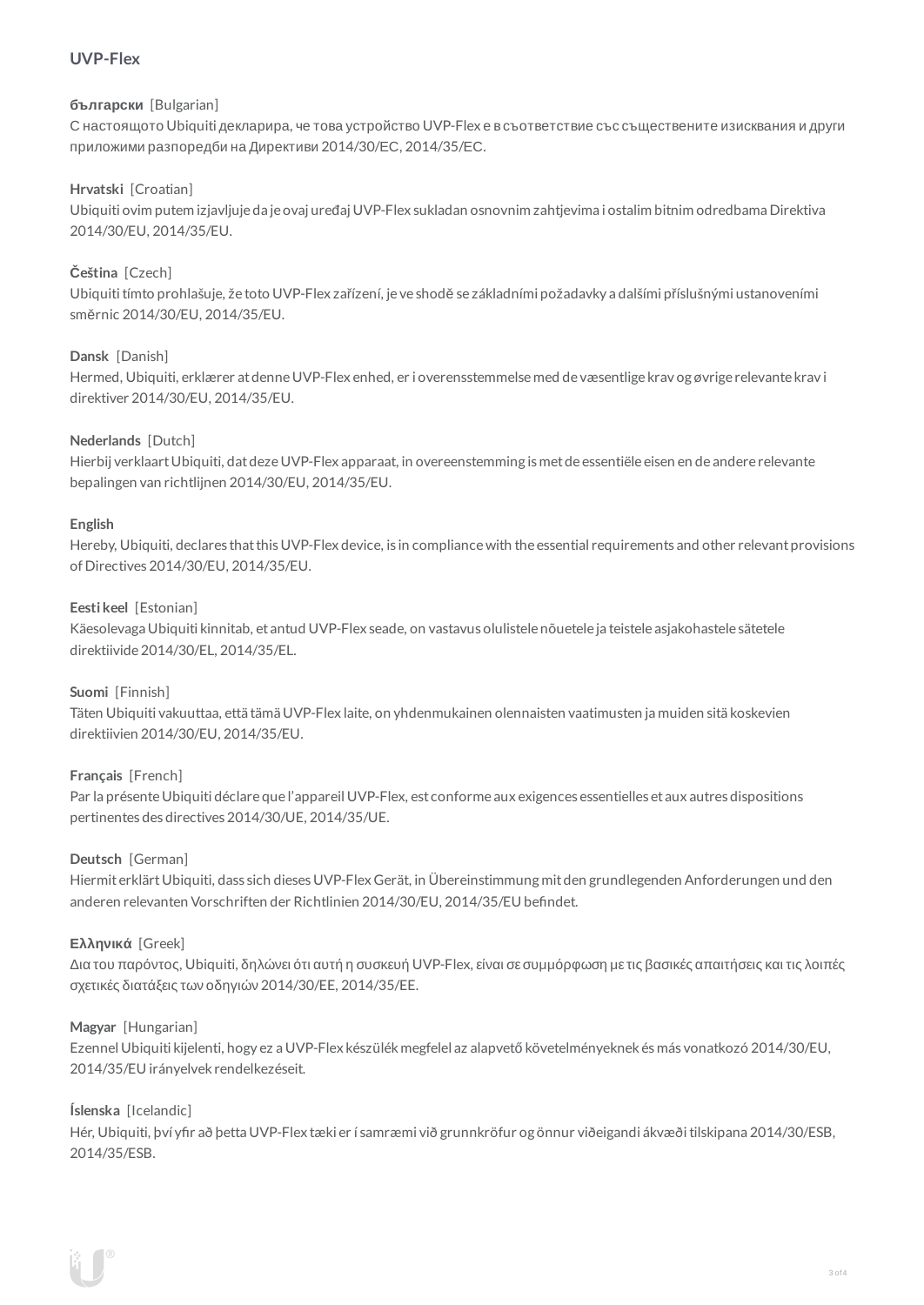## UVP-Flex

**български** [Bulgarian]
С настоящото Ubiquiti декларира, че това устройство UVP-Flex е в съответствие със съществените изисквания и други приложими разпоредби на Директиви 2014/30/ЕС, 2014/35/ЕС.

**Hrvatski** [Croatian]
Ubiquiti ovim putem izjavljuje da je ovaj uređaj UVP-Flex sukladan osnovnim zahtjevima i ostalim bitnim odredbama Direktiva 2014/30/EU, 2014/35/EU.

**Čeština** [Czech]
Ubiquiti tímto prohlašuje, že toto UVP-Flex zařízení, je ve shodě se základními požadavky a dalšími příslušnými ustanoveními směrnic 2014/30/EU, 2014/35/EU.

**Dansk** [Danish]
Hermed, Ubiquiti, erklærer at denne UVP-Flex enhed, er i overensstemmelse med de væsentlige krav og øvrige relevante krav i direktiver 2014/30/EU, 2014/35/EU.

**Nederlands** [Dutch]
Hierbij verklaart Ubiquiti, dat deze UVP-Flex apparaat, in overeenstemming is met de essentiële eisen en de andere relevante bepalingen van richtlijnen 2014/30/EU, 2014/35/EU.

**English**
Hereby, Ubiquiti, declares that this UVP-Flex device, is in compliance with the essential requirements and other relevant provisions of Directives 2014/30/EU, 2014/35/EU.

**Eesti keel** [Estonian]
Käesolevaga Ubiquiti kinnitab, et antud UVP-Flex seade, on vastavus olulistele nõuetele ja teistele asjakohastele sätetele direktiivide 2014/30/EL, 2014/35/EL.

**Suomi** [Finnish]
Täten Ubiquiti vakuuttaa, että tämä UVP-Flex laite, on yhdenmukainen olennaisten vaatimusten ja muiden sitä koskevien direktiivien 2014/30/EU, 2014/35/EU.

**Français** [French]
Par la présente Ubiquiti déclare que l'appareil UVP-Flex, est conforme aux exigences essentielles et aux autres dispositions pertinentes des directives 2014/30/UE, 2014/35/UE.

**Deutsch** [German]
Hiermit erklärt Ubiquiti, dass sich dieses UVP-Flex Gerät, in Übereinstimmung mit den grundlegenden Anforderungen und den anderen relevanten Vorschriften der Richtlinien 2014/30/EU, 2014/35/EU befindet.

**Ελληνικά** [Greek]
Δια του παρόντος, Ubiquiti, δηλώνει ότι αυτή η συσκευή UVP-Flex, είναι σε συμμόρφωση με τις βασικές απαιτήσεις και τις λοιπές σχετικές διατάξεις των οδηγιών 2014/30/EE, 2014/35/EE.

**Magyar** [Hungarian]
Ezennel Ubiquiti kijelenti, hogy ez a UVP-Flex készülék megfelel az alapvető követelményeknek és más vonatkozó 2014/30/EU, 2014/35/EU irányelvek rendelkezéseit.

**Íslenska** [Icelandic]
Hér, Ubiquiti, því yfir að þetta UVP-Flex tæki er í samræmi við grunnkröfur og önnur viðeigandi ákvæði tilskipana 2014/30/ESB, 2014/35/ESB.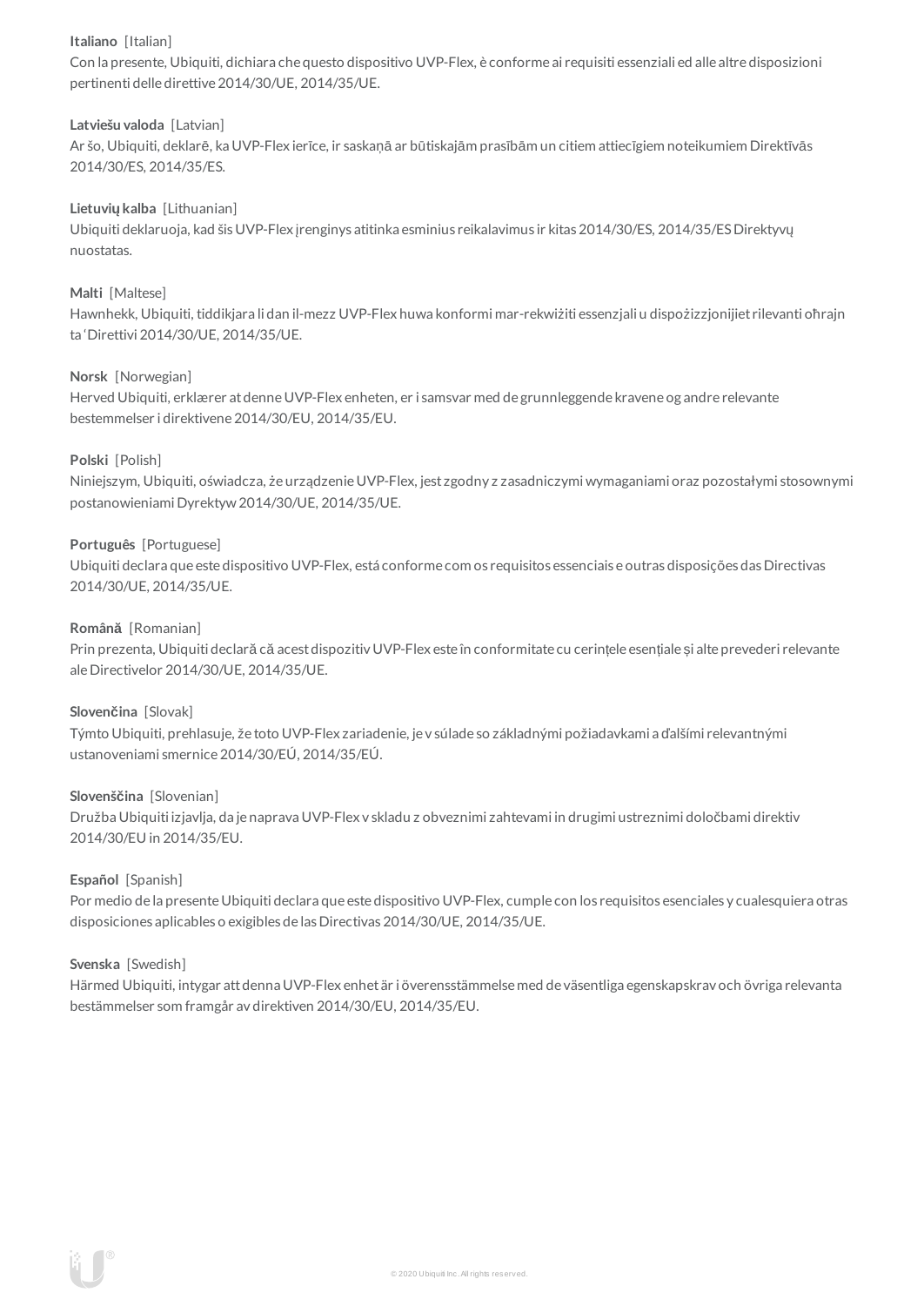**Italiano** [Italian]
Con la presente, Ubiquiti, dichiara che questo dispositivo UVP-Flex, è conforme ai requisiti essenziali ed alle altre disposizioni pertinenti delle direttive 2014/30/UE, 2014/35/UE.

**Latviešu valoda** [Latvian]
Ar šo, Ubiquiti, deklarē, ka UVP-Flex ierīce, ir saskaņā ar būtiskajām prasībām un citiem attiecīgiem noteikumiem Direktīvās 2014/30/ES, 2014/35/ES.

**Lietuvių kalba** [Lithuanian]
Ubiquiti deklaruoja, kad šis UVP-Flex įrenginys atitinka esminius reikalavimus ir kitas 2014/30/ES, 2014/35/ES Direktyvų nuostatas.

**Malti** [Maltese]
Hawnhekk, Ubiquiti, tiddikjara li dan il-mezz UVP-Flex huwa konformi mar-rekwiżiti essenzjali u dispożizzjonijiet rilevanti oħrajn ta 'Direttivi 2014/30/UE, 2014/35/UE.

**Norsk** [Norwegian]
Herved Ubiquiti, erklærer at denne UVP-Flex enheten, er i samsvar med de grunnleggende kravene og andre relevante bestemmelser i direktivene 2014/30/EU, 2014/35/EU.

**Polski** [Polish]
Niniejszym, Ubiquiti, oświadcza, że urządzenie UVP-Flex, jest zgodny z zasadniczymi wymaganiami oraz pozostałymi stosownymi postanowieniami Dyrektyw 2014/30/UE, 2014/35/UE.

**Português** [Portuguese]
Ubiquiti declara que este dispositivo UVP-Flex, está conforme com os requisitos essenciais e outras disposições das Directivas 2014/30/UE, 2014/35/UE.

**Română** [Romanian]
Prin prezenta, Ubiquiti declară că acest dispozitiv UVP-Flex este în conformitate cu cerințele esențiale și alte prevederi relevante ale Directivelor 2014/30/UE, 2014/35/UE.

**Slovenčina** [Slovak]
Týmto Ubiquiti, prehlasuje, že toto UVP-Flex zariadenie, je v súlade so základnými požiadavkami a ďalšími relevantnými ustanoveniami smernice 2014/30/EÚ, 2014/35/EÚ.

**Slovenščina** [Slovenian]
Družba Ubiquiti izjavlja, da je naprava UVP-Flex v skladu z obveznimi zahtevami in drugimi ustreznimi določbami direktiv 2014/30/EU in 2014/35/EU.

**Español** [Spanish]
Por medio de la presente Ubiquiti declara que este dispositivo UVP-Flex, cumple con los requisitos esenciales y cualesquiera otras disposiciones aplicables o exigibles de las Directivas 2014/30/UE, 2014/35/UE.

**Svenska** [Swedish]
Härmed Ubiquiti, intygar att denna UVP-Flex enhet är i överensstämmelse med de väsentliga egenskapskrav och övriga relevanta bestämmelser som framgår av direktiven 2014/30/EU, 2014/35/EU.

© 2020 Ubiquiti Inc. All rights reserved.